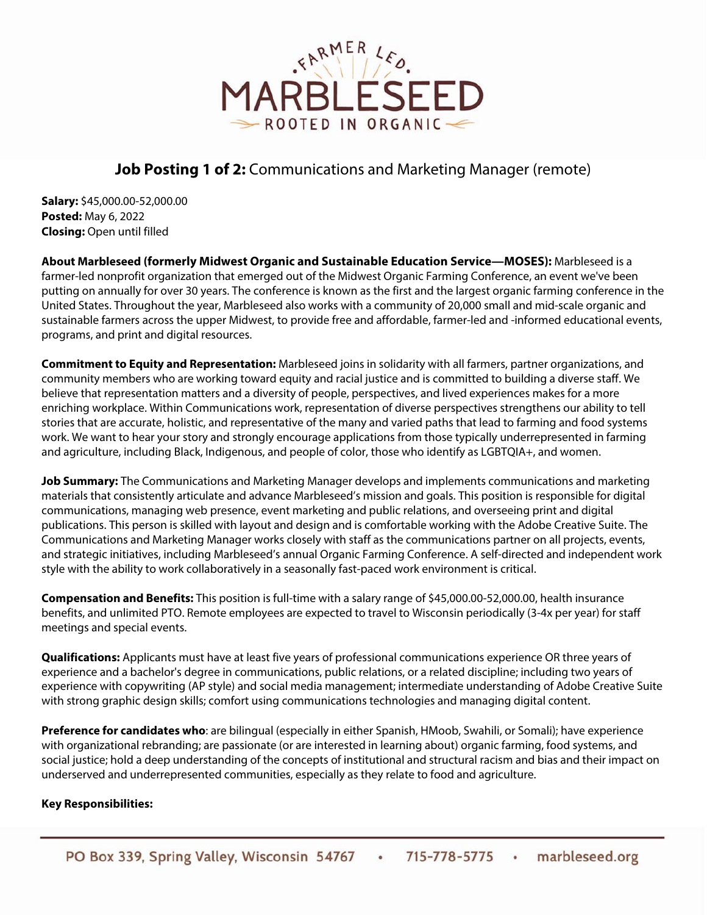# Job Posting 1 of 2: Communications and Marketing Manager (remote)

**Salary:** $45,000.00-52,000.00
**Posted:** May 6, 2022
**Closing:** Open until filled

**About Marbleseed (formerly Midwest Organic and Sustainable Education Service—MOSES):** Marbleseed is a farmer-led nonprofit organization that emerged out of the Midwest Organic Farming Conference, an event we've been putting on annually for over 30 years. The conference is known as the first and the largest organic farming conference in the United States. Throughout the year, Marbleseed also works with a community of 20,000 small and mid-scale organic and sustainable farmers across the upper Midwest, to provide free and affordable, farmer-led and -informed educational events, programs, and print and digital resources.

**Commitment to Equity and Representation:** Marbleseed joins in solidarity with all farmers, partner organizations, and community members who are working toward equity and racial justice and is committed to building a diverse staff. We believe that representation matters and a diversity of people, perspectives, and lived experiences makes for a more enriching workplace. Within Communications work, representation of diverse perspectives strengthens our ability to tell stories that are accurate, holistic, and representative of the many and varied paths that lead to farming and food systems work. We want to hear your story and strongly encourage applications from those typically underrepresented in farming and agriculture, including Black, Indigenous, and people of color, those who identify as LGBTQIA+, and women.

**Job Summary:** The Communications and Marketing Manager develops and implements communications and marketing materials that consistently articulate and advance Marbleseed's mission and goals. This position is responsible for digital communications, managing web presence, event marketing and public relations, and overseeing print and digital publications. This person is skilled with layout and design and is comfortable working with the Adobe Creative Suite. The Communications and Marketing Manager works closely with staff as the communications partner on all projects, events, and strategic initiatives, including Marbleseed's annual Organic Farming Conference. A self-directed and independent work style with the ability to work collaboratively in a seasonally fast-paced work environment is critical.

**Compensation and Benefits:** This position is full-time with a salary range of $45,000.00-52,000.00, health insurance benefits, and unlimited PTO. Remote employees are expected to travel to Wisconsin periodically (3-4x per year) for staff meetings and special events.

**Qualifications:** Applicants must have at least five years of professional communications experience OR three years of experience and a bachelor's degree in communications, public relations, or a related discipline; including two years of experience with copywriting (AP style) and social media management; intermediate understanding of Adobe Creative Suite with strong graphic design skills; comfort using communications technologies and managing digital content.

**Preference for candidates who**: are bilingual (especially in either Spanish, HMoob, Swahili, or Somali); have experience with organizational rebranding; are passionate (or are interested in learning about) organic farming, food systems, and social justice; hold a deep understanding of the concepts of institutional and structural racism and bias and their impact on underserved and underrepresented communities, especially as they relate to food and agriculture.

**Key Responsibilities:**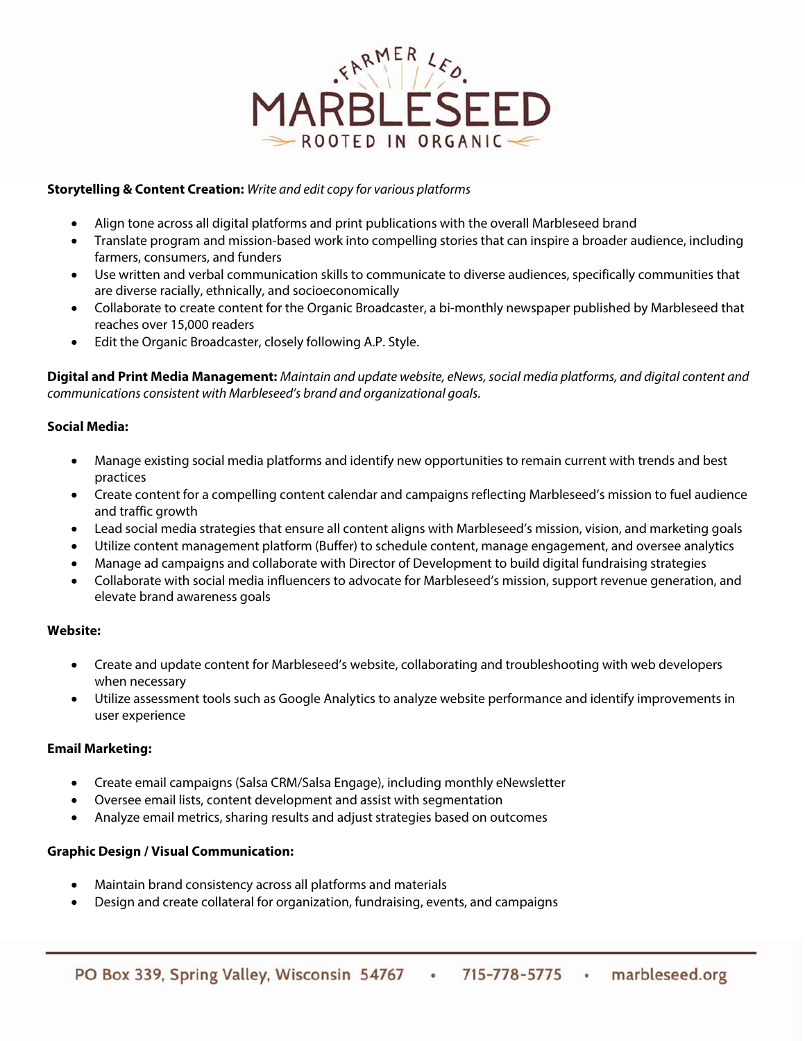**Storytelling & Content Creation:** *Write and edit copy for various platforms*

- Align tone across all digital platforms and print publications with the overall Marbleseed brand
- Translate program and mission-based work into compelling stories that can inspire a broader audience, including farmers, consumers, and funders
- Use written and verbal communication skills to communicate to diverse audiences, specifically communities that are diverse racially, ethnically, and socioeconomically
- Collaborate to create content for the Organic Broadcaster, a bi-monthly newspaper published by Marbleseed that reaches over 15,000 readers
- Edit the Organic Broadcaster, closely following A.P. Style.

**Digital and Print Media Management:** *Maintain and update website, eNews, social media platforms, and digital content and communications consistent with Marbleseed's brand and organizational goals.*

**Social Media:**

- Manage existing social media platforms and identify new opportunities to remain current with trends and best practices
- Create content for a compelling content calendar and campaigns reflecting Marbleseed's mission to fuel audience and traffic growth
- Lead social media strategies that ensure all content aligns with Marbleseed's mission, vision, and marketing goals
- Utilize content management platform (Buffer) to schedule content, manage engagement, and oversee analytics
- Manage ad campaigns and collaborate with Director of Development to build digital fundraising strategies
- Collaborate with social media influencers to advocate for Marbleseed's mission, support revenue generation, and elevate brand awareness goals

**Website:**

- Create and update content for Marbleseed's website, collaborating and troubleshooting with web developers when necessary
- Utilize assessment tools such as Google Analytics to analyze website performance and identify improvements in user experience

**Email Marketing:**

- Create email campaigns (Salsa CRM/Salsa Engage), including monthly eNewsletter
- Oversee email lists, content development and assist with segmentation
- Analyze email metrics, sharing results and adjust strategies based on outcomes

**Graphic Design / Visual Communication:**

- Maintain brand consistency across all platforms and materials
- Design and create collateral for organization, fundraising, events, and campaigns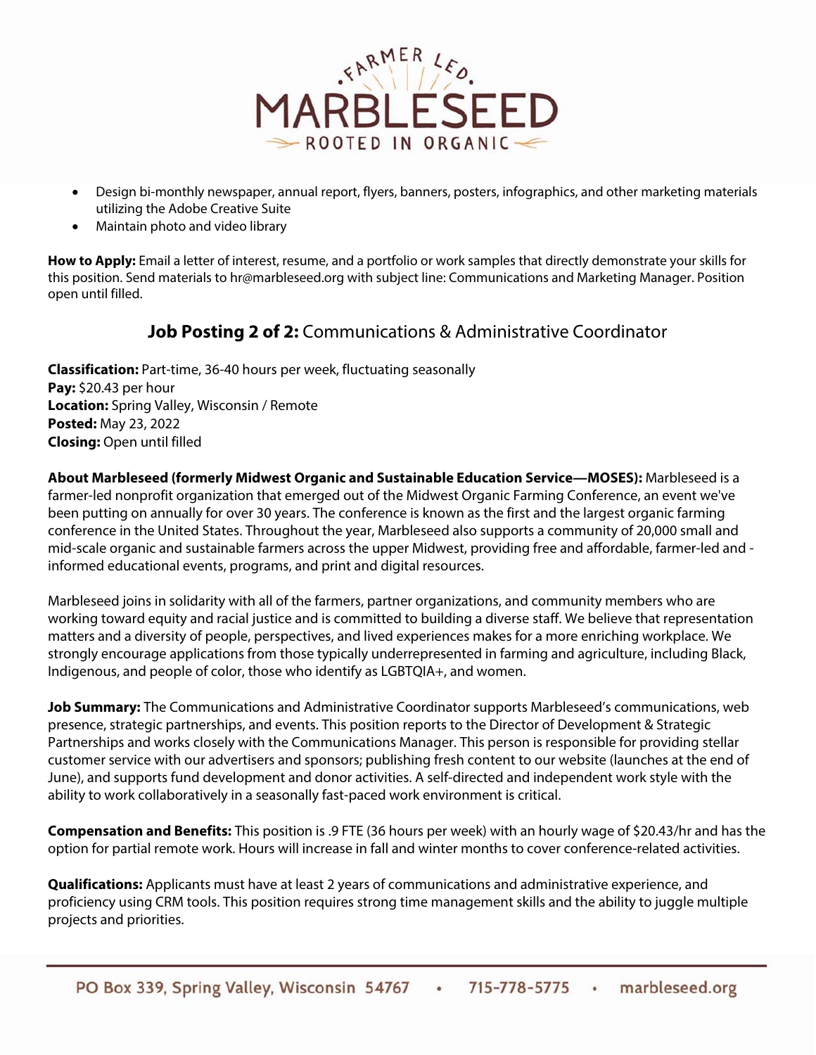- Design bi-monthly newspaper, annual report, flyers, banners, posters, infographics, and other marketing materials utilizing the Adobe Creative Suite
- Maintain photo and video library

**How to Apply:** Email a letter of interest, resume, and a portfolio or work samples that directly demonstrate your skills for this position. Send materials to hr@marbleseed.org with subject line: Communications and Marketing Manager. Position open until filled.

## **Job Posting 2 of 2:** Communications & Administrative Coordinator

**Classification:** Part-time, 36-40 hours per week, fluctuating seasonally
**Pay:** $20.43 per hour
**Location:** Spring Valley, Wisconsin / Remote
**Posted:** May 23, 2022
**Closing:** Open until filled

**About Marbleseed (formerly Midwest Organic and Sustainable Education Service—MOSES):** Marbleseed is a farmer-led nonprofit organization that emerged out of the Midwest Organic Farming Conference, an event we've been putting on annually for over 30 years. The conference is known as the first and the largest organic farming conference in the United States. Throughout the year, Marbleseed also supports a community of 20,000 small and mid-scale organic and sustainable farmers across the upper Midwest, providing free and affordable, farmer-led and -informed educational events, programs, and print and digital resources.

Marbleseed joins in solidarity with all of the farmers, partner organizations, and community members who are working toward equity and racial justice and is committed to building a diverse staff. We believe that representation matters and a diversity of people, perspectives, and lived experiences makes for a more enriching workplace. We strongly encourage applications from those typically underrepresented in farming and agriculture, including Black, Indigenous, and people of color, those who identify as LGBTQIA+, and women.

**Job Summary:** The Communications and Administrative Coordinator supports Marbleseed's communications, web presence, strategic partnerships, and events. This position reports to the Director of Development & Strategic Partnerships and works closely with the Communications Manager. This person is responsible for providing stellar customer service with our advertisers and sponsors; publishing fresh content to our website (launches at the end of June), and supports fund development and donor activities. A self-directed and independent work style with the ability to work collaboratively in a seasonally fast-paced work environment is critical.

**Compensation and Benefits:** This position is .9 FTE (36 hours per week) with an hourly wage of $20.43/hr and has the option for partial remote work. Hours will increase in fall and winter months to cover conference-related activities.

**Qualifications:** Applicants must have at least 2 years of communications and administrative experience, and proficiency using CRM tools. This position requires strong time management skills and the ability to juggle multiple projects and priorities.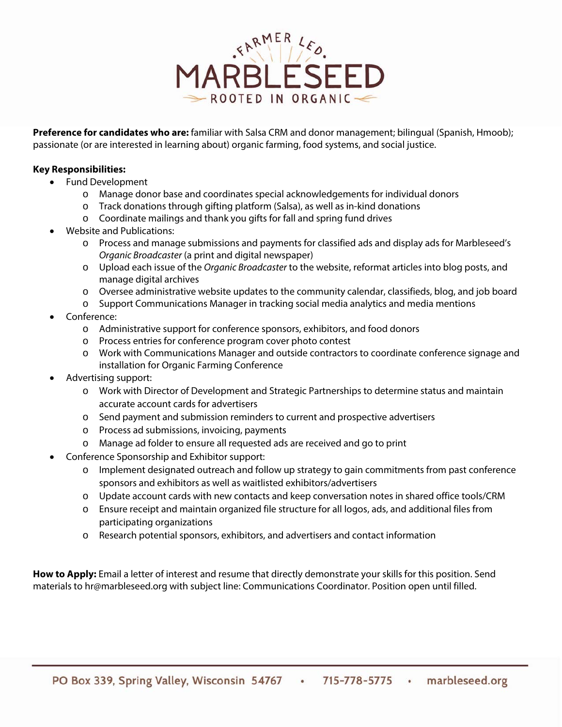**Preference for candidates who are:** familiar with Salsa CRM and donor management; bilingual (Spanish, Hmoob); passionate (or are interested in learning about) organic farming, food systems, and social justice.

**Key Responsibilities:**

- Fund Development
    - Manage donor base and coordinates special acknowledgements for individual donors
    - Track donations through gifting platform (Salsa), as well as in-kind donations
    - Coordinate mailings and thank you gifts for fall and spring fund drives
- Website and Publications:
    - Process and manage submissions and payments for classified ads and display ads for Marbleseed's *Organic Broadcaster* (a print and digital newspaper)
    - Upload each issue of the *Organic Broadcaster* to the website, reformat articles into blog posts, and manage digital archives
    - Oversee administrative website updates to the community calendar, classifieds, blog, and job board
    - Support Communications Manager in tracking social media analytics and media mentions
- Conference:
    - Administrative support for conference sponsors, exhibitors, and food donors
    - Process entries for conference program cover photo contest
    - Work with Communications Manager and outside contractors to coordinate conference signage and installation for Organic Farming Conference
- Advertising support:
    - Work with Director of Development and Strategic Partnerships to determine status and maintain accurate account cards for advertisers
    - Send payment and submission reminders to current and prospective advertisers
    - Process ad submissions, invoicing, payments
    - Manage ad folder to ensure all requested ads are received and go to print
- Conference Sponsorship and Exhibitor support:
    - Implement designated outreach and follow up strategy to gain commitments from past conference sponsors and exhibitors as well as waitlisted exhibitors/advertisers
    - Update account cards with new contacts and keep conversation notes in shared office tools/CRM
    - Ensure receipt and maintain organized file structure for all logos, ads, and additional files from participating organizations
    - Research potential sponsors, exhibitors, and advertisers and contact information

**How to Apply:** Email a letter of interest and resume that directly demonstrate your skills for this position. Send materials to hr@marbleseed.org with subject line: Communications Coordinator. Position open until filled.